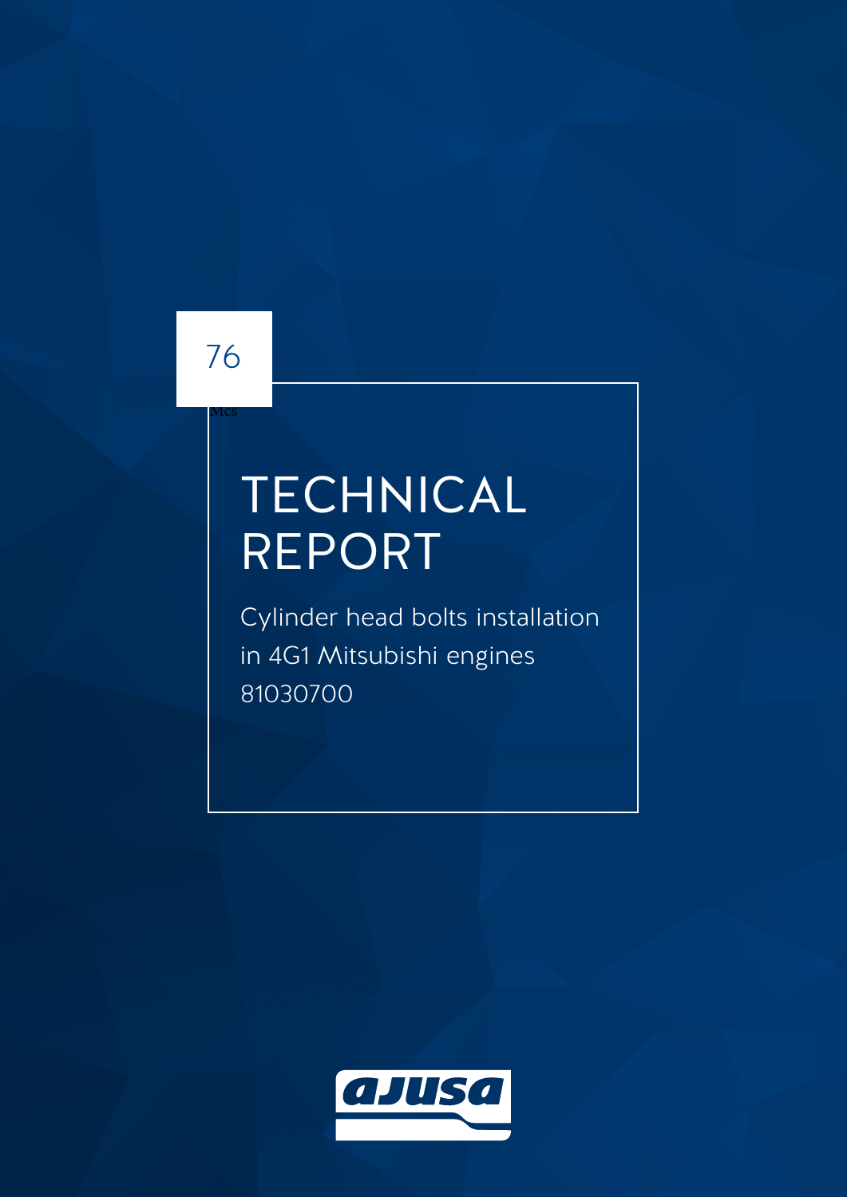76

# TECHNICAL REPORT

Cylinder head bolts installation in 4G1 Mitsubishi engines
81030700

ajusa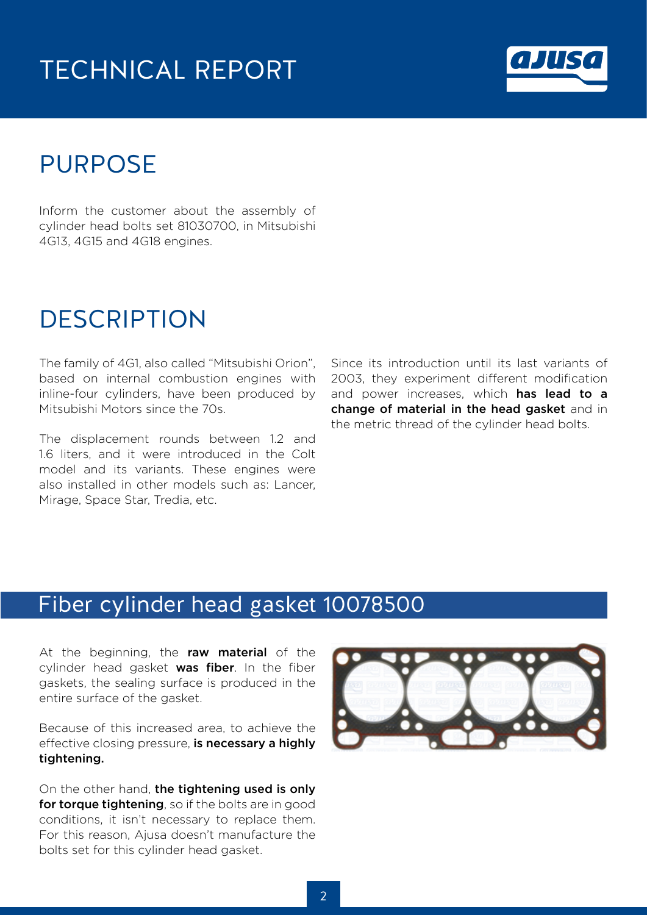# TECHNICAL REPORT

## PURPOSE

Inform the customer about the assembly of cylinder head bolts set 81030700, in Mitsubishi 4G13, 4G15 and 4G18 engines.

## DESCRIPTION

The family of 4G1, also called "Mitsubishi Orion", based on internal combustion engines with inline-four cylinders, have been produced by Mitsubishi Motors since the 70s.

The displacement rounds between 1.2 and 1.6 liters, and it were introduced in the Colt model and its variants. These engines were also installed in other models such as: Lancer, Mirage, Space Star, Tredia, etc.

Since its introduction until its last variants of 2003, they experiment different modification and power increases, which **has lead to a change of material in the head gasket** and in the metric thread of the cylinder head bolts.

## Fiber cylinder head gasket 10078500

At the beginning, the **raw material** of the cylinder head gasket **was fiber**. In the fiber gaskets, the sealing surface is produced in the entire surface of the gasket.

Because of this increased area, to achieve the effective closing pressure, **is necessary a highly tightening.**

On the other hand, **the tightening used is only for torque tightening**, so if the bolts are in good conditions, it isn't necessary to replace them. For this reason, Ajusa doesn't manufacture the bolts set for this cylinder head gasket.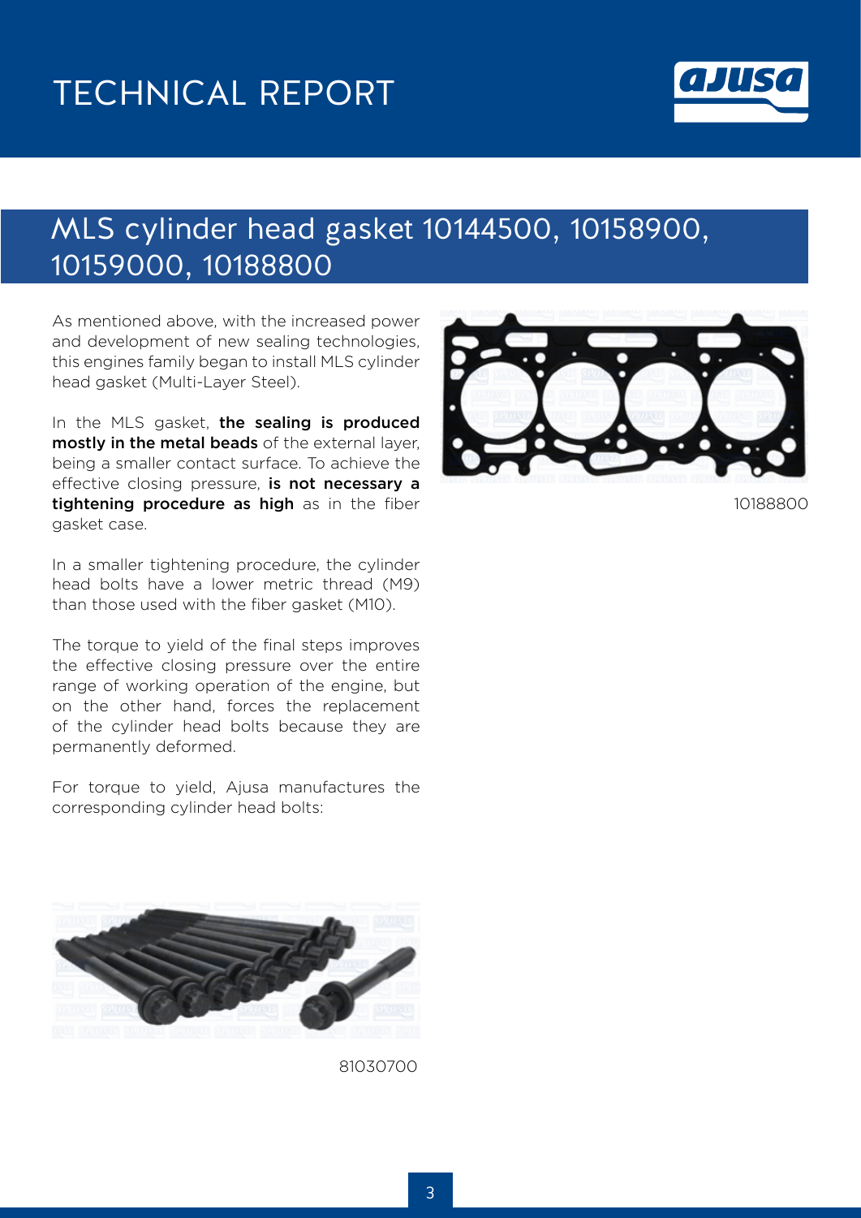## MLS cylinder head gasket 10144500, 10158900, 10159000, 10188800

As mentioned above, with the increased power and development of new sealing technologies, this engines family began to install MLS cylinder head gasket (Multi-Layer Steel).

In the MLS gasket, **the sealing is produced mostly in the metal beads** of the external layer, being a smaller contact surface. To achieve the effective closing pressure, **is not necessary a tightening procedure as high** as in the fiber gasket case.

In a smaller tightening procedure, the cylinder head bolts have a lower metric thread (M9) than those used with the fiber gasket (M10).

The torque to yield of the final steps improves the effective closing pressure over the entire range of working operation of the engine, but on the other hand, forces the replacement of the cylinder head bolts because they are permanently deformed.

For torque to yield, Ajusa manufactures the corresponding cylinder head bolts:

10188800

81030700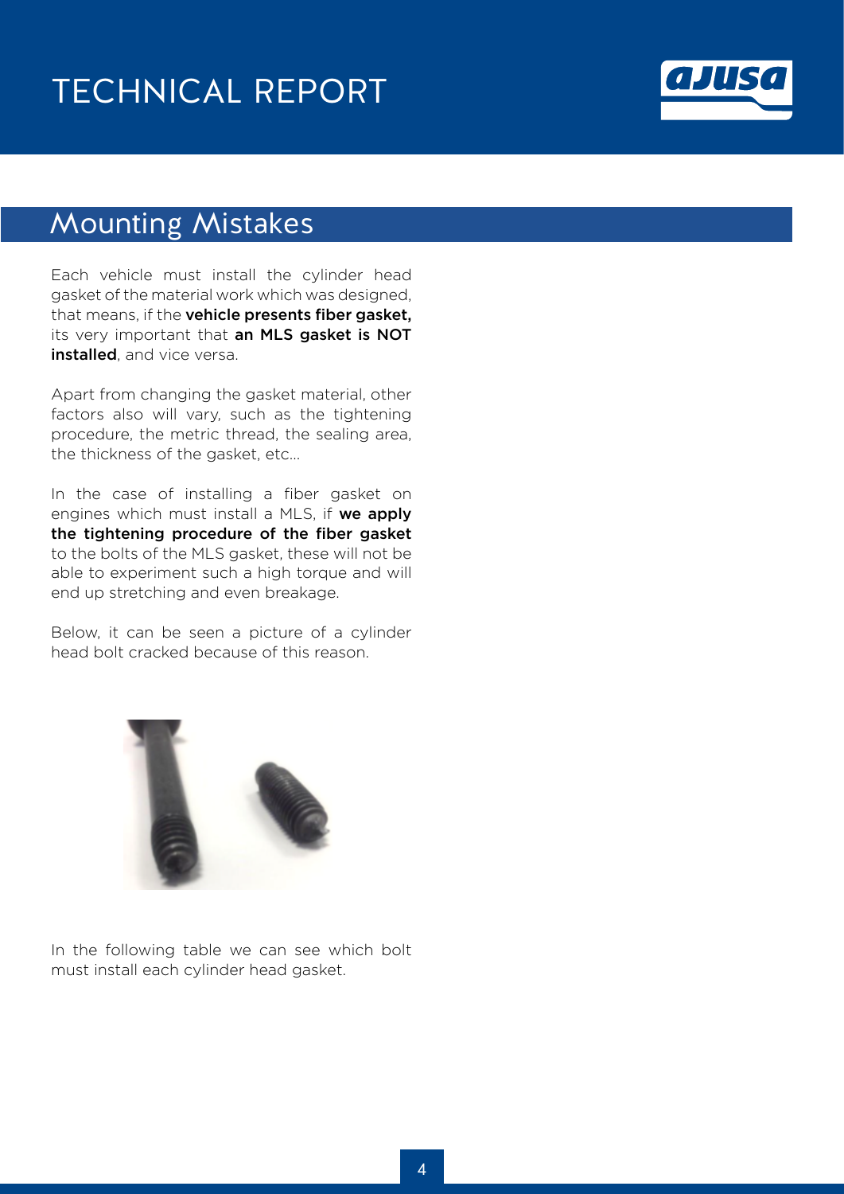## Mounting Mistakes

Each vehicle must install the cylinder head gasket of the material work which was designed, that means, if the **vehicle presents fiber gasket,** its very important that **an MLS gasket is NOT installed**, and vice versa.

Apart from changing the gasket material, other factors also will vary, such as the tightening procedure, the metric thread, the sealing area, the thickness of the gasket, etc...

In the case of installing a fiber gasket on engines which must install a MLS, if **we apply the tightening procedure of the fiber gasket** to the bolts of the MLS gasket, these will not be able to experiment such a high torque and will end up stretching and even breakage.

Below, it can be seen a picture of a cylinder head bolt cracked because of this reason.

In the following table we can see which bolt must install each cylinder head gasket.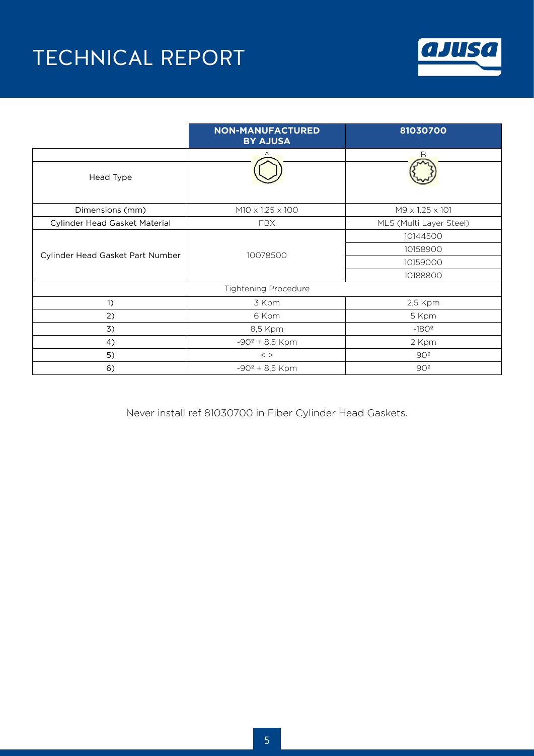# TECHNICAL REPORT

| | NON-MANUFACTURED BY AJUSA | 81030700 |
|---|---|---|
| | A | B |
| Head Type | | |
| Dimensions (mm) | M10 x 1,25 x 100 | M9 x 1,25 x 101 |
| Cylinder Head Gasket Material | FBX | MLS (Multi Layer Steel) |
| Cylinder Head Gasket Part Number | 10078500 | 10144500 |
| | | 10158900 |
| | | 10159000 |
| | | 10188800 |
| Tightening Procedure | | |
| 1) | 3 Kpm | 2,5 Kpm |
| 2) | 6 Kpm | 5 Kpm |
| 3) | 8,5 Kpm | -180º |
| 4) | -90º + 8,5 Kpm | 2 Kpm |
| 5) | < > | 90º |
| 6) | -90º + 8,5 Kpm | 90º |

Never install ref 81030700 in Fiber Cylinder Head Gaskets.